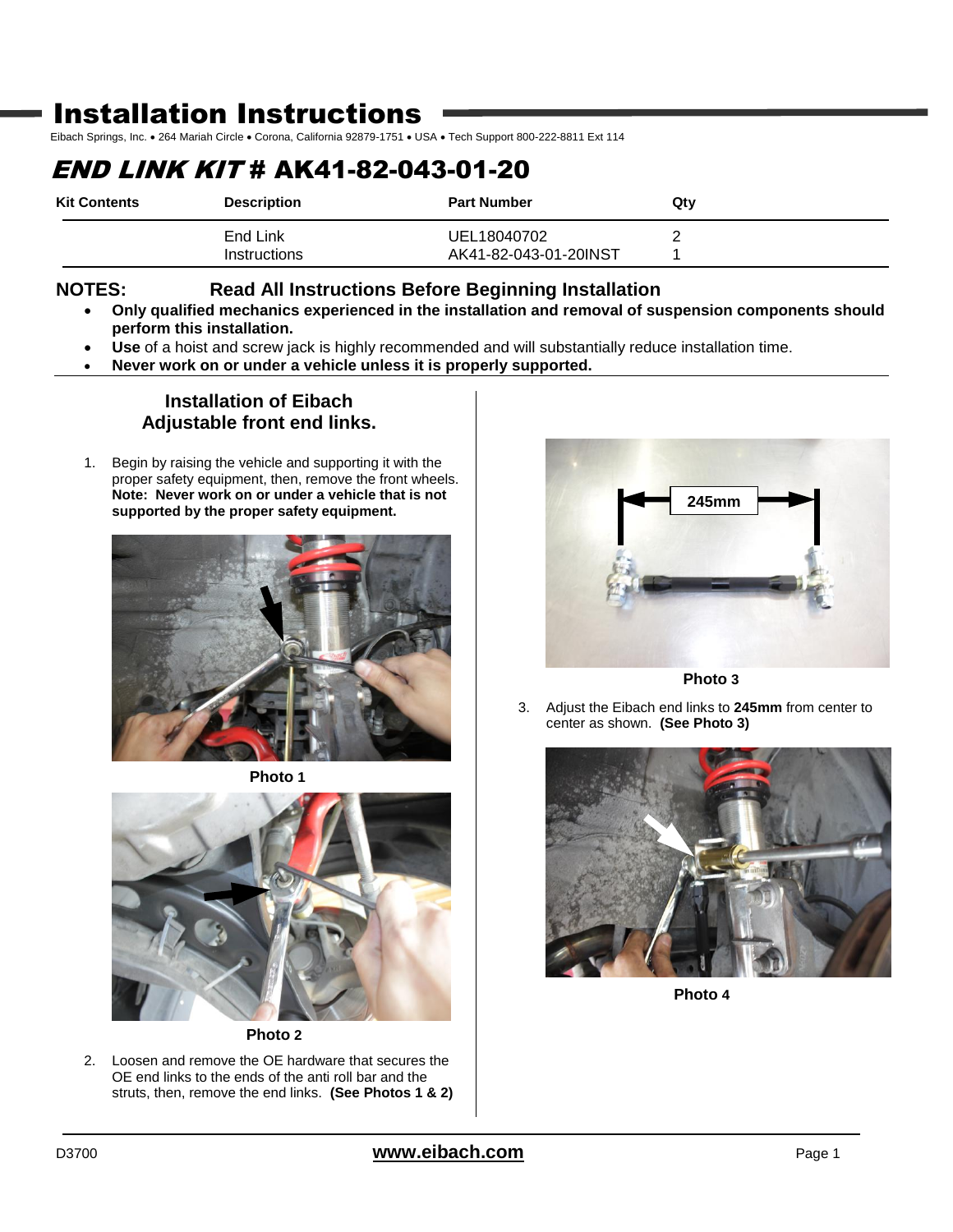# Installation Instructions

Eibach Springs, Inc. • 264 Mariah Circle • Corona, California 92879-1751 • USA • Tech Support 800-222-8811 Ext 114

## *END LINK KIT* # AK41-82-043-01-20

| Kit Contents | Description | Part Number | Qty |
|---|---|---|---|
| | End Link | UEL18040702 | 2 |
| | Instructions | AK41-82-043-01-20INST | 1 |

**NOTES: Read All Instructions Before Beginning Installation**

- **Only qualified mechanics experienced in the installation and removal of suspension components should perform this installation.**
- **Use** of a hoist and screw jack is highly recommended and will substantially reduce installation time.
- **Never work on or under a vehicle unless it is properly supported.**

### Installation of Eibach Adjustable front end links.

1. Begin by raising the vehicle and supporting it with the proper safety equipment, then, remove the front wheels. **Note: Never work on or under a vehicle that is not supported by the proper safety equipment.**

**Photo 1**

**Photo 2**

2. Loosen and remove the OE hardware that secures the OE end links to the ends of the anti roll bar and the struts, then, remove the end links. **(See Photos 1 & 2)**

245mm

**Photo 3**

3. Adjust the Eibach end links to **245mm** from center to center as shown. **(See Photo 3)**

**Photo 4**

D3700

**www.eibach.com**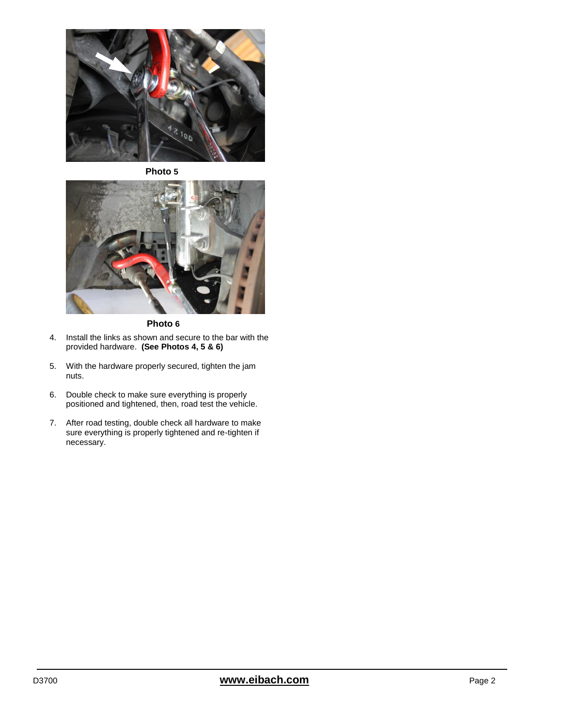Photo 5

Photo 6

4. Install the links as shown and secure to the bar with the provided hardware. **(See Photos 4, 5 & 6)**

5. With the hardware properly secured, tighten the jam nuts.

6. Double check to make sure everything is properly positioned and tightened, then, road test the vehicle.

7. After road testing, double check all hardware to make sure everything is properly tightened and re-tighten if necessary.